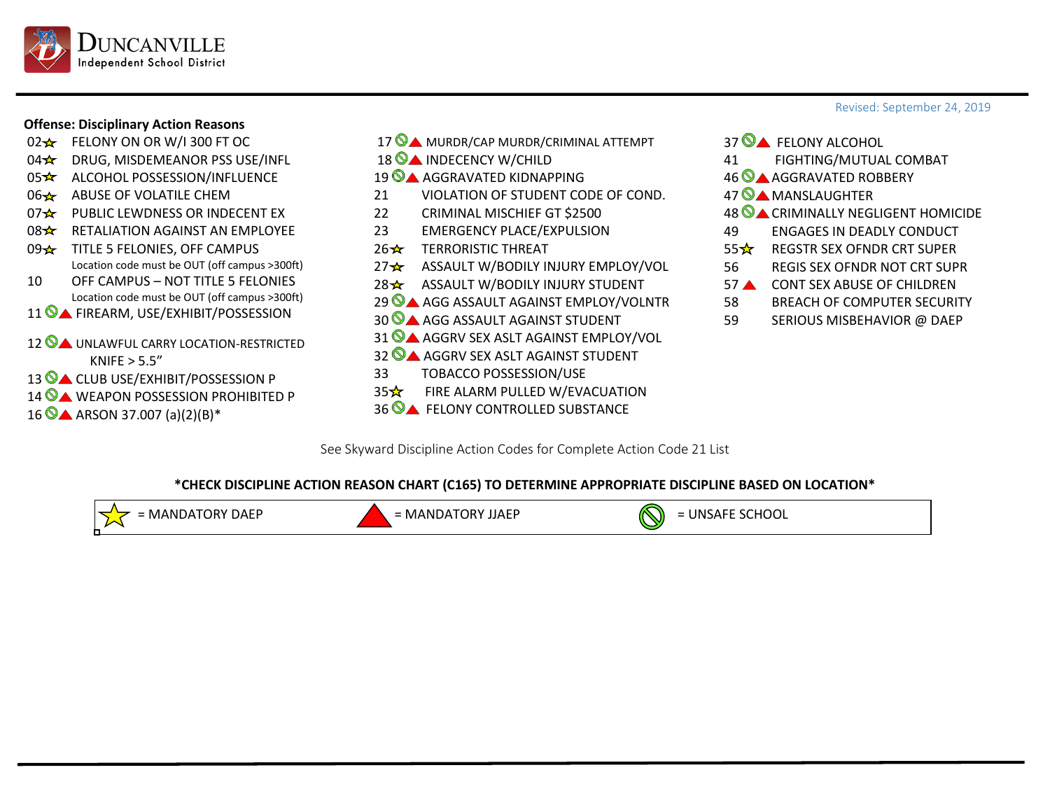# Duncanville Independent School District

Revised: September 24, 2019

**Offense: Disciplinary Action Reasons**

| Code | Markers | Offense |
|---|---|---|
| 02 | ☆ | FELONY ON OR W/I 300 FT OC |
| 04 | ☆ | DRUG, MISDEMEANOR PSS USE/INFL |
| 05 | ☆ | ALCOHOL POSSESSION/INFLUENCE |
| 06 | ☆ | ABUSE OF VOLATILE CHEM |
| 07 | ☆ | PUBLIC LEWDNESS OR INDECENT EX |
| 08 | ☆ | RETALIATION AGAINST AN EMPLOYEE |
| 09 | ☆ | TITLE 5 FELONIES, OFF CAMPUS (Location code must be OUT (off campus >300ft)) |
| 10 | | OFF CAMPUS – NOT TITLE 5 FELONIES (Location code must be OUT (off campus >300ft)) |
| 11 | ⃠ ▲ | FIREARM, USE/EXHIBIT/POSSESSION |
| 12 | ⃠ ▲ | UNLAWFUL CARRY LOCATION-RESTRICTED KNIFE > 5.5" |
| 13 | ⃠ ▲ | CLUB USE/EXHIBIT/POSSESSION P |
| 14 | ⃠ ▲ | WEAPON POSSESSION PROHIBITED P |
| 16 | ⃠ ▲ | ARSON 37.007 (a)(2)(B)* |
| 17 | ⃠ ▲ | MURDR/CAP MURDR/CRIMINAL ATTEMPT |
| 18 | ⃠ ▲ | INDECENCY W/CHILD |
| 19 | ⃠ ▲ | AGGRAVATED KIDNAPPING |
| 21 | | VIOLATION OF STUDENT CODE OF COND. |
| 22 | | CRIMINAL MISCHIEF GT $2500 |
| 23 | | EMERGENCY PLACE/EXPULSION |
| 26 | ☆ | TERRORISTIC THREAT |
| 27 | ☆ | ASSAULT W/BODILY INJURY EMPLOY/VOL |
| 28 | ☆ | ASSAULT W/BODILY INJURY STUDENT |
| 29 | ⃠ ▲ | AGG ASSAULT AGAINST EMPLOY/VOLNTR |
| 30 | ⃠ ▲ | AGG ASSAULT AGAINST STUDENT |
| 31 | ⃠ ▲ | AGGRV SEX ASLT AGAINST EMPLOY/VOL |
| 32 | ⃠ ▲ | AGGRV SEX ASLT AGAINST STUDENT |
| 33 | | TOBACCO POSSESSION/USE |
| 35 | ☆ | FIRE ALARM PULLED W/EVACUATION |
| 36 | ⃠ ▲ | FELONY CONTROLLED SUBSTANCE |
| 37 | ⃠ ▲ | FELONY ALCOHOL |
| 41 | | FIGHTING/MUTUAL COMBAT |
| 46 | ⃠ ▲ | AGGRAVATED ROBBERY |
| 47 | ⃠ ▲ | MANSLAUGHTER |
| 48 | ⃠ ▲ | CRIMINALLY NEGLIGENT HOMICIDE |
| 49 | | ENGAGES IN DEADLY CONDUCT |
| 55 | ☆ | REGSTR SEX OFNDR CRT SUPER |
| 56 | | REGIS SEX OFNDR NOT CRT SUPR |
| 57 | ▲ | CONT SEX ABUSE OF CHILDREN |
| 58 | | BREACH OF COMPUTER SECURITY |
| 59 | | SERIOUS MISBEHAVIOR @ DAEP |

See Skyward Discipline Action Codes for Complete Action Code 21 List

**\*CHECK DISCIPLINE ACTION REASON CHART (C165) TO DETERMINE APPROPRIATE DISCIPLINE BASED ON LOCATION\***

| ☆ = MANDATORY DAEP | ▲ = MANDATORY JJAEP | ⃠ = UNSAFE SCHOOL |
|---|---|---|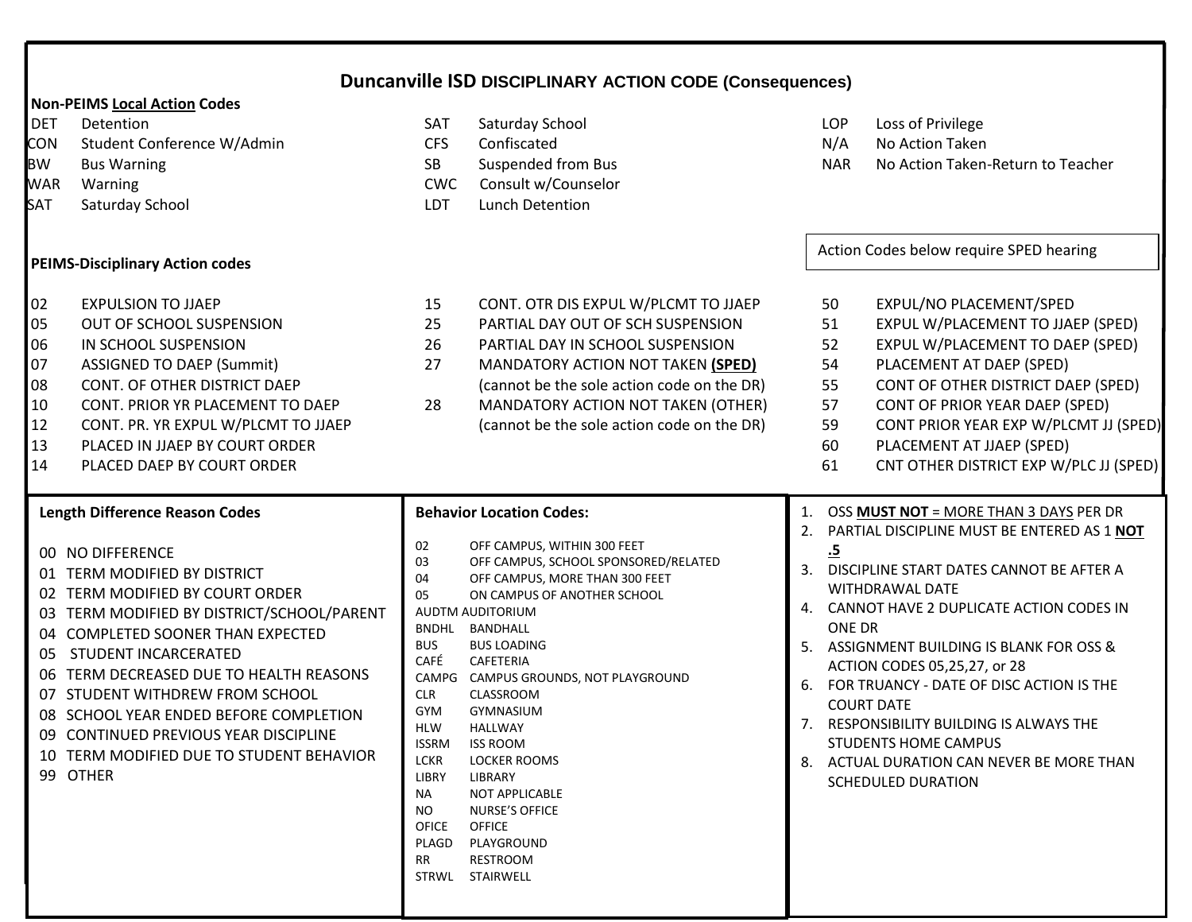# Duncanville ISD DISCIPLINARY ACTION CODE (Consequences)

## Non-PEIMS Local Action Codes

| | | | | | |
|---|---|---|---|---|---|
| DET | Detention | SAT | Saturday School | LOP | Loss of Privilege |
| CON | Student Conference W/Admin | CFS | Confiscated | N/A | No Action Taken |
| BW | Bus Warning | SB | Suspended from Bus | NAR | No Action Taken-Return to Teacher |
| WAR | Warning | CWC | Consult w/Counselor | | |
| SAT | Saturday School | LDT | Lunch Detention | | |

## PEIMS-Disciplinary Action codes

Action Codes below require SPED hearing

| | | | | | |
|---|---|---|---|---|---|
| 02 | EXPULSION TO JJAEP | 15 | CONT. OTR DIS EXPUL W/PLCMT TO JJAEP | 50 | EXPUL/NO PLACEMENT/SPED |
| 05 | OUT OF SCHOOL SUSPENSION | 25 | PARTIAL DAY OUT OF SCH SUSPENSION | 51 | EXPUL W/PLACEMENT TO JJAEP (SPED) |
| 06 | IN SCHOOL SUSPENSION | 26 | PARTIAL DAY IN SCHOOL SUSPENSION | 52 | EXPUL W/PLACEMENT TO DAEP (SPED) |
| 07 | ASSIGNED TO DAEP (Summit) | 27 | MANDATORY ACTION NOT TAKEN **(SPED)** (cannot be the sole action code on the DR) | 54 | PLACEMENT AT DAEP (SPED) |
| 08 | CONT. OF OTHER DISTRICT DAEP | | | 55 | CONT OF OTHER DISTRICT DAEP (SPED) |
| 10 | CONT. PRIOR YR PLACEMENT TO DAEP | 28 | MANDATORY ACTION NOT TAKEN (OTHER) (cannot be the sole action code on the DR) | 57 | CONT OF PRIOR YEAR DAEP (SPED) |
| 12 | CONT. PR. YR EXPUL W/PLCMT TO JJAEP | | | 59 | CONT PRIOR YEAR EXP W/PLCMT JJ (SPED) |
| 13 | PLACED IN JJAEP BY COURT ORDER | | | 60 | PLACEMENT AT JJAEP (SPED) |
| 14 | PLACED DAEP BY COURT ORDER | | | 61 | CNT OTHER DISTRICT EXP W/PLC JJ (SPED) |

## Length Difference Reason Codes

- 00 NO DIFFERENCE
- 01 TERM MODIFIED BY DISTRICT
- 02 TERM MODIFIED BY COURT ORDER
- 03 TERM MODIFIED BY DISTRICT/SCHOOL/PARENT
- 04 COMPLETED SOONER THAN EXPECTED
- 05 STUDENT INCARCERATED
- 06 TERM DECREASED DUE TO HEALTH REASONS
- 07 STUDENT WITHDREW FROM SCHOOL
- 08 SCHOOL YEAR ENDED BEFORE COMPLETION
- 09 CONTINUED PREVIOUS YEAR DISCIPLINE
- 10 TERM MODIFIED DUE TO STUDENT BEHAVIOR
- 99 OTHER

## Behavior Location Codes:

| | |
|---|---|
| 02 | OFF CAMPUS, WITHIN 300 FEET |
| 03 | OFF CAMPUS, SCHOOL SPONSORED/RELATED |
| 04 | OFF CAMPUS, MORE THAN 300 FEET |
| 05 | ON CAMPUS OF ANOTHER SCHOOL |
| AUDTM | AUDITORIUM |
| BNDHL | BANDHALL |
| BUS | BUS LOADING |
| CAFÉ | CAFETERIA |
| CAMPG | CAMPUS GROUNDS, NOT PLAYGROUND |
| CLR | CLASSROOM |
| GYM | GYMNASIUM |
| HLW | HALLWAY |
| ISSRM | ISS ROOM |
| LCKR | LOCKER ROOMS |
| LIBRY | LIBRARY |
| NA | NOT APPLICABLE |
| NO | NURSE'S OFFICE |
| OFICE | OFFICE |
| PLAGD | PLAYGROUND |
| RR | RESTROOM |
| STRWL | STAIRWELL |

1. OSS **MUST NOT** = MORE THAN 3 DAYS PER DR
2. PARTIAL DISCIPLINE MUST BE ENTERED AS 1 **NOT .5**
3. DISCIPLINE START DATES CANNOT BE AFTER A WITHDRAWAL DATE
4. CANNOT HAVE 2 DUPLICATE ACTION CODES IN ONE DR
5. ASSIGNMENT BUILDING IS BLANK FOR OSS & ACTION CODES 05,25,27, or 28
6. FOR TRUANCY - DATE OF DISC ACTION IS THE COURT DATE
7. RESPONSIBILITY BUILDING IS ALWAYS THE STUDENTS HOME CAMPUS
8. ACTUAL DURATION CAN NEVER BE MORE THAN SCHEDULED DURATION